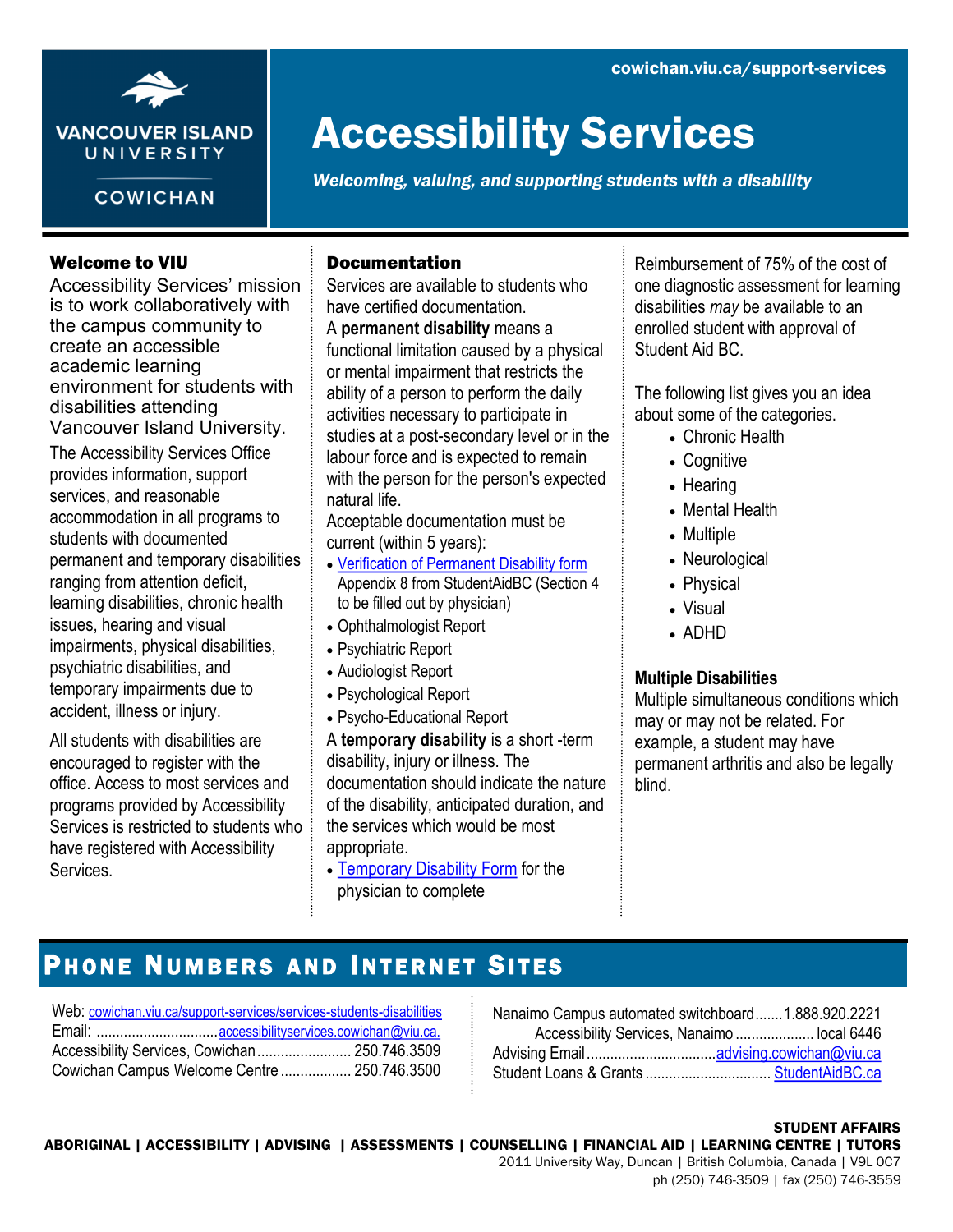VANCOUVER ISLAND UNIVERSITY

COWICHAN

cowichan.viu.ca/support-services

# Accessibility Services

*Welcoming, valuing, and supporting students with a disability*

### Welcome to VIU

Accessibility Services' mission is to work collaboratively with the campus community to create an accessible academic learning environment for students with disabilities attending Vancouver Island University.

The Accessibility Services Office provides information, support services, and reasonable accommodation in all programs to students with documented permanent and temporary disabilities ranging from attention deficit, learning disabilities, chronic health issues, hearing and visual impairments, physical disabilities, psychiatric disabilities, and temporary impairments due to accident, illness or injury.

All students with disabilities are encouraged to register with the office. Access to most services and programs provided by Accessibility Services is restricted to students who have registered with Accessibility Services.

### Documentation

Services are available to students who have certified documentation.

A **permanent disability** means a functional limitation caused by a physical or mental impairment that restricts the ability of a person to perform the daily activities necessary to participate in studies at a post-secondary level or in the labour force and is expected to remain with the person for the person's expected natural life.

Acceptable documentation must be current (within 5 years):

- Verification of Permanent Disability form Appendix 8 from StudentAidBC (Section 4 to be filled out by physician)
- Ophthalmologist Report
- Psychiatric Report
- Audiologist Report
- Psychological Report
- Psycho-Educational Report

A **temporary disability** is a short -term disability, injury or illness. The documentation should indicate the nature of the disability, anticipated duration, and the services which would be most appropriate.

- Temporary Disability Form for the physician to complete

Reimbursement of 75% of the cost of one diagnostic assessment for learning disabilities *may* be available to an enrolled student with approval of Student Aid BC.

The following list gives you an idea about some of the categories.

- Chronic Health
- Cognitive
- Hearing
- Mental Health
- Multiple
- Neurological
- Physical
- Visual
- ADHD

**Multiple Disabilities**

Multiple simultaneous conditions which may or may not be related. For example, a student may have permanent arthritis and also be legally blind.

## Phone Numbers and Internet Sites

Web: cowichan.viu.ca/support-services/services-students-disabilities

Email: ............................... accessibilityservices.cowichan@viu.ca.

Accessibility Services, Cowichan ........................ 250.746.3509

Cowichan Campus Welcome Centre .................. 250.746.3500

Nanaimo Campus automated switchboard ....... 1.888.920.2221

Accessibility Services, Nanaimo .................... local 6446

Advising Email ................................ advising.cowichan@viu.ca

Student Loans & Grants ............................... StudentAidBC.ca

**STUDENT AFFAIRS**

**ABORIGINAL | ACCESSIBILITY | ADVISING | ASSESSMENTS | COUNSELLING | FINANCIAL AID | LEARNING CENTRE | TUTORS**

2011 University Way, Duncan | British Columbia, Canada | V9L 0C7

ph (250) 746-3509 | fax (250) 746-3559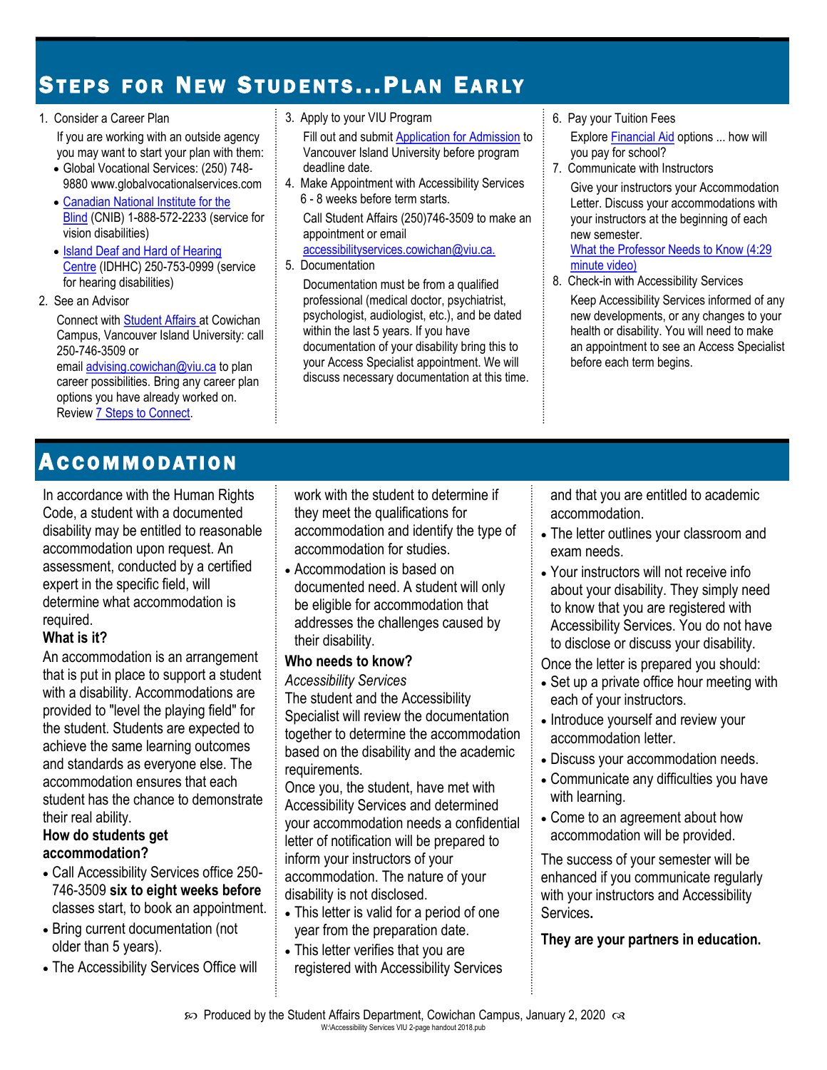## Steps for New Students...Plan Early

1. Consider a Career Plan

   If you are working with an outside agency you may want to start your plan with them:

   - Global Vocational Services: (250) 748-9880 www.globalvocationalservices.com
   - Canadian National Institute for the Blind (CNIB) 1-888-572-2233 (service for vision disabilities)
   - Island Deaf and Hard of Hearing Centre (IDHHC) 250-753-0999 (service for hearing disabilities)

2. See an Advisor

   Connect with Student Affairs at Cowichan Campus, Vancouver Island University: call 250-746-3509 or email advising.cowichan@viu.ca to plan career possibilities. Bring any career plan options you have already worked on. Review 7 Steps to Connect.

3. Apply to your VIU Program

   Fill out and submit Application for Admission to Vancouver Island University before program deadline date.

4. Make Appointment with Accessibility Services 6 - 8 weeks before term starts.

   Call Student Affairs (250)746-3509 to make an appointment or email accessibilityservices.cowichan@viu.ca.

5. Documentation

   Documentation must be from a qualified professional (medical doctor, psychiatrist, psychologist, audiologist, etc.), and be dated within the last 5 years. If you have documentation of your disability bring this to your Access Specialist appointment. We will discuss necessary documentation at this time.

6. Pay your Tuition Fees

   Explore Financial Aid options ... how will you pay for school?

7. Communicate with Instructors

   Give your instructors your Accommodation Letter. Discuss your accommodations with your instructors at the beginning of each new semester.

   What the Professor Needs to Know (4:29 minute video)

8. Check-in with Accessibility Services

   Keep Accessibility Services informed of any new developments, or any changes to your health or disability. You will need to make an appointment to see an Access Specialist before each term begins.

## Accommodation

In accordance with the Human Rights Code, a student with a documented disability may be entitled to reasonable accommodation upon request. An assessment, conducted by a certified expert in the specific field, will determine what accommodation is required.

**What is it?**

An accommodation is an arrangement that is put in place to support a student with a disability. Accommodations are provided to "level the playing field" for the student. Students are expected to achieve the same learning outcomes and standards as everyone else. The accommodation ensures that each student has the chance to demonstrate their real ability.

**How do students get accommodation?**

- Call Accessibility Services office 250-746-3509 **six to eight weeks before** classes start, to book an appointment.
- Bring current documentation (not older than 5 years).
- The Accessibility Services Office will work with the student to determine if they meet the qualifications for accommodation and identify the type of accommodation for studies.
- Accommodation is based on documented need. A student will only be eligible for accommodation that addresses the challenges caused by their disability.

**Who needs to know?**

*Accessibility Services*

The student and the Accessibility Specialist will review the documentation together to determine the accommodation based on the disability and the academic requirements.

Once you, the student, have met with Accessibility Services and determined your accommodation needs a confidential letter of notification will be prepared to inform your instructors of your accommodation. The nature of your disability is not disclosed.

- This letter is valid for a period of one year from the preparation date.
- This letter verifies that you are registered with Accessibility Services and that you are entitled to academic accommodation.
- The letter outlines your classroom and exam needs.
- Your instructors will not receive info about your disability. They simply need to know that you are registered with Accessibility Services. You do not have to disclose or discuss your disability.

Once the letter is prepared you should:

- Set up a private office hour meeting with each of your instructors.
- Introduce yourself and review your accommodation letter.
- Discuss your accommodation needs.
- Communicate any difficulties you have with learning.
- Come to an agreement about how accommodation will be provided.

The success of your semester will be enhanced if you communicate regularly with your instructors and Accessibility Services**.**

**They are your partners in education.**

Produced by the Student Affairs Department, Cowichan Campus, January 2, 2020

W:\Accessibility Services VIU 2-page handout 2018.pub